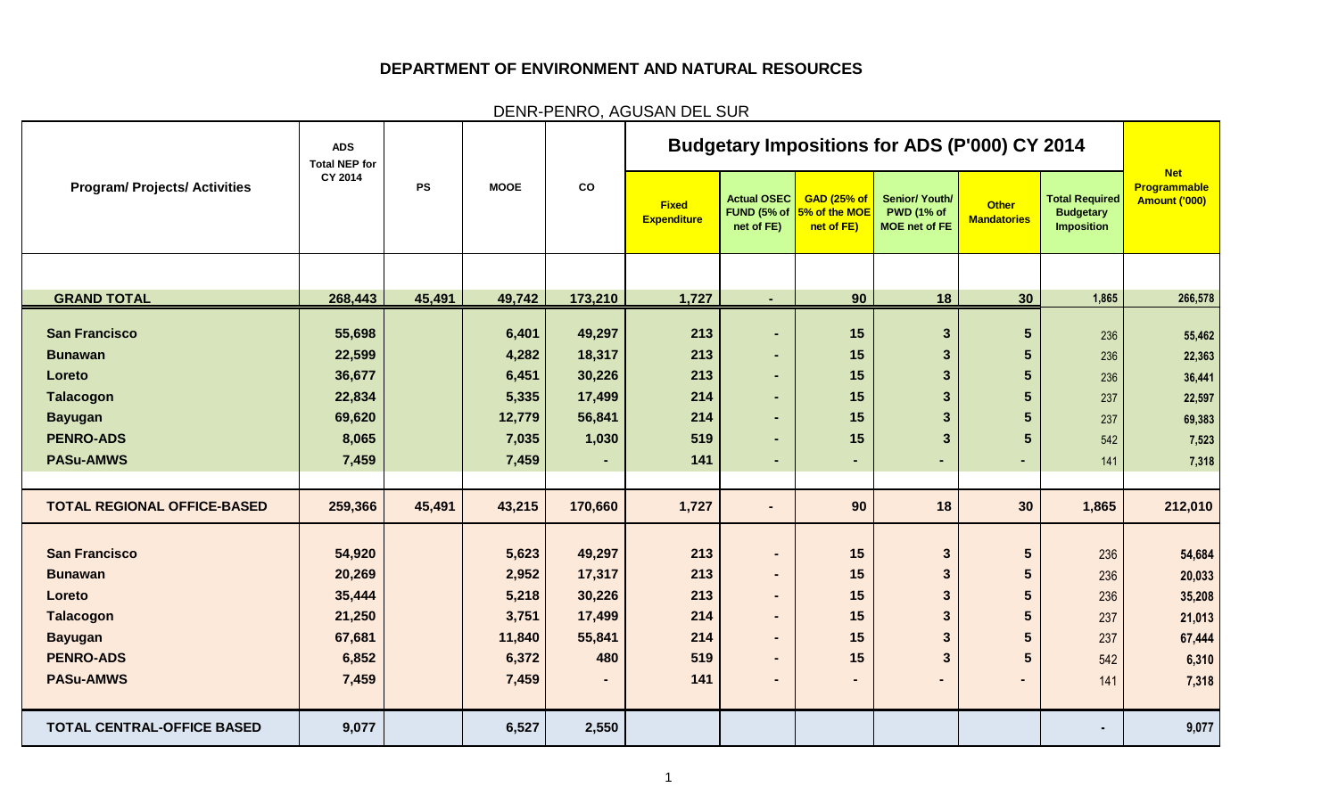# DEPARTMENT OF ENVIRONMENT AND NATURAL RESOURCES

## DENR-PENRO, AGUSAN DEL SUR

| Program/ Projects/ Activities | ADS Total NEP for CY 2014 | PS | MOOE | CO | Budgetary Impositions for ADS (P'000) CY 2014 | | | | | | Net Programmable Amount ('000) |
|---|---|---|---|---|---|---|---|---|---|---|---|
| | | | | | Fixed Expenditure | Actual OSEC FUND (5% of net of FE) | GAD (25% of 5% of the MOE net of FE) | Senior/ Youth/ PWD (1% of MOE net of FE | Other Mandatories | Total Required Budgetary Imposition | |
| | | | | | | | | | | | |
| **GRAND TOTAL** | **268,443** | **45,491** | **49,742** | **173,210** | **1,727** | **-** | **90** | **18** | **30** | **1,865** | **266,578** |
| **San Francisco** | **55,698** | | **6,401** | **49,297** | **213** | **-** | **15** | **3** | **5** | 236 | **55,462** |
| **Bunawan** | **22,599** | | **4,282** | **18,317** | **213** | **-** | **15** | **3** | **5** | 236 | **22,363** |
| **Loreto** | **36,677** | | **6,451** | **30,226** | **213** | **-** | **15** | **3** | **5** | 236 | **36,441** |
| **Talacogon** | **22,834** | | **5,335** | **17,499** | **214** | **-** | **15** | **3** | **5** | 237 | **22,597** |
| **Bayugan** | **69,620** | | **12,779** | **56,841** | **214** | **-** | **15** | **3** | **5** | 237 | **69,383** |
| **PENRO-ADS** | **8,065** | | **7,035** | **1,030** | **519** | **-** | **15** | **3** | **5** | 542 | **7,523** |
| **PASu-AMWS** | **7,459** | | **7,459** | **-** | **141** | **-** | **-** | **-** | **-** | 141 | **7,318** |
| | | | | | | | | | | | |
| **TOTAL REGIONAL OFFICE-BASED** | **259,366** | **45,491** | **43,215** | **170,660** | **1,727** | **-** | **90** | **18** | **30** | **1,865** | **212,010** |
| **San Francisco** | **54,920** | | **5,623** | **49,297** | **213** | **-** | **15** | **3** | **5** | 236 | **54,684** |
| **Bunawan** | **20,269** | | **2,952** | **17,317** | **213** | **-** | **15** | **3** | **5** | 236 | **20,033** |
| **Loreto** | **35,444** | | **5,218** | **30,226** | **213** | **-** | **15** | **3** | **5** | 236 | **35,208** |
| **Talacogon** | **21,250** | | **3,751** | **17,499** | **214** | **-** | **15** | **3** | **5** | 237 | **21,013** |
| **Bayugan** | **67,681** | | **11,840** | **55,841** | **214** | **-** | **15** | **3** | **5** | 237 | **67,444** |
| **PENRO-ADS** | **6,852** | | **6,372** | **480** | **519** | **-** | **15** | **3** | **5** | 542 | **6,310** |
| **PASu-AMWS** | **7,459** | | **7,459** | **-** | **141** | **-** | **-** | **-** | **-** | 141 | **7,318** |
| | | | | | | | | | | | |
| **TOTAL CENTRAL-OFFICE BASED** | **9,077** | | **6,527** | **2,550** | | | | | | **-** | **9,077** |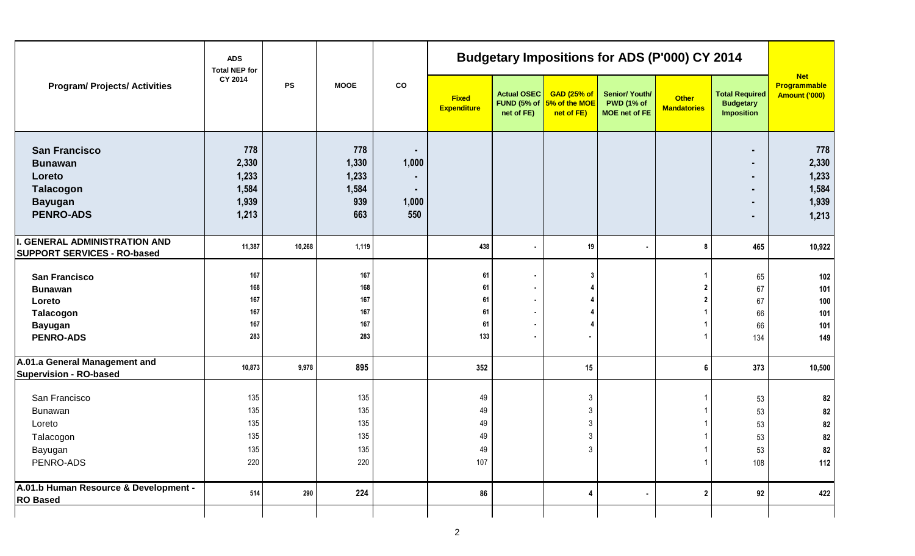| Program/ Projects/ Activities | ADS Total NEP for CY 2014 | PS | MOOE | CO | Budgetary Impositions for ADS (P'000) CY 2014 | | | | | | Net Programmable Amount ('000) |
|---|---|---|---|---|---|---|---|---|---|---|---|
| | | | | | Fixed Expenditure | Actual OSEC FUND (5% of net of FE) | GAD (25% of 5% of the MOE net of FE) | Senior/ Youth/ PWD (1% of MOE net of FE | Other Mandatories | Total Required Budgetary Imposition | |
| **San Francisco** | 778 | | 778 | - | | | | | | - | 778 |
| **Bunawan** | 2,330 | | 1,330 | 1,000 | | | | | | - | 2,330 |
| **Loreto** | 1,233 | | 1,233 | - | | | | | | - | 1,233 |
| **Talacogon** | 1,584 | | 1,584 | - | | | | | | - | 1,584 |
| **Bayugan** | 1,939 | | 939 | 1,000 | | | | | | - | 1,939 |
| **PENRO-ADS** | 1,213 | | 663 | 550 | | | | | | - | 1,213 |
| **I. GENERAL ADMINISTRATION AND SUPPORT SERVICES - RO-based** | 11,387 | 10,268 | 1,119 | | 438 | - | 19 | - | 8 | 465 | 10,922 |
| **San Francisco** | 167 | | 167 | | 61 | - | 3 | | 1 | 65 | 102 |
| **Bunawan** | 168 | | 168 | | 61 | - | 4 | | 2 | 67 | 101 |
| **Loreto** | 167 | | 167 | | 61 | - | 4 | | 2 | 67 | 100 |
| **Talacogon** | 167 | | 167 | | 61 | - | 4 | | 1 | 66 | 101 |
| **Bayugan** | 167 | | 167 | | 61 | - | 4 | | 1 | 66 | 101 |
| **PENRO-ADS** | 283 | | 283 | | 133 | - | - | | 1 | 134 | 149 |
| **A.01.a General Management and Supervision - RO-based** | 10,873 | 9,978 | 895 | | 352 | | 15 | | 6 | 373 | 10,500 |
| San Francisco | 135 | | 135 | | 49 | | 3 | | 1 | 53 | 82 |
| Bunawan | 135 | | 135 | | 49 | | 3 | | 1 | 53 | 82 |
| Loreto | 135 | | 135 | | 49 | | 3 | | 1 | 53 | 82 |
| Talacogon | 135 | | 135 | | 49 | | 3 | | 1 | 53 | 82 |
| Bayugan | 135 | | 135 | | 49 | | 3 | | 1 | 53 | 82 |
| PENRO-ADS | 220 | | 220 | | 107 | | | | 1 | 108 | 112 |
| **A.01.b Human Resource & Development - RO Based** | 514 | 290 | 224 | | 86 | | 4 | - | 2 | 92 | 422 |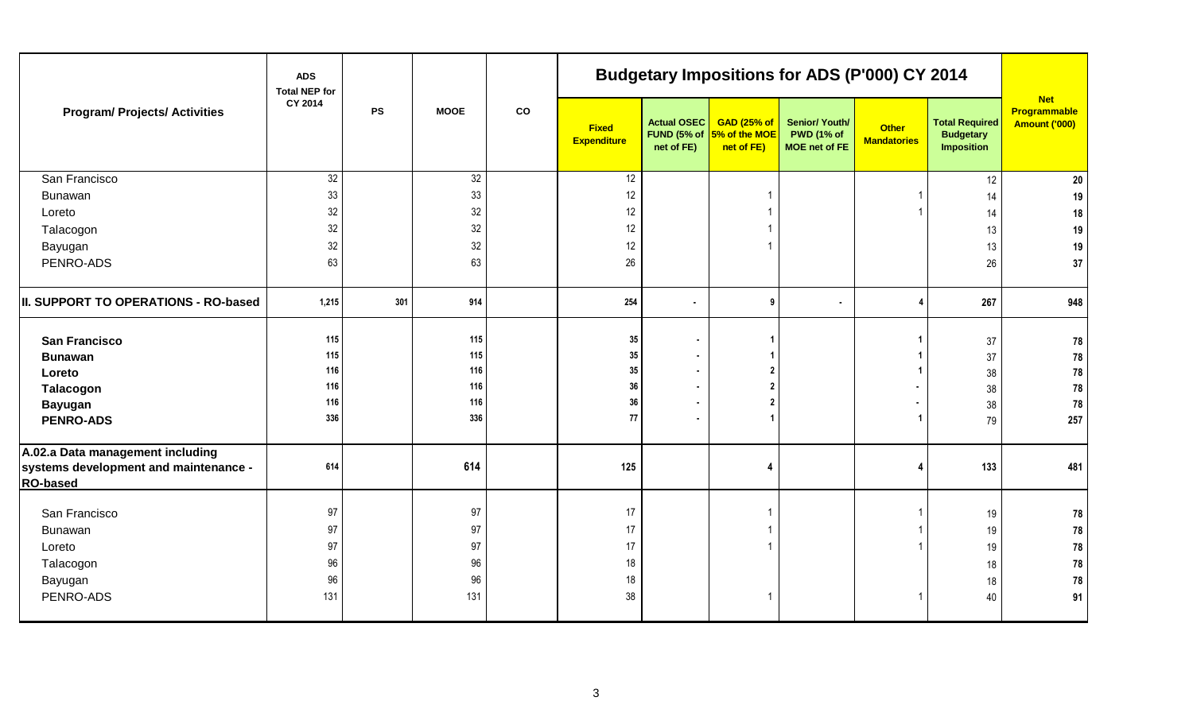| Program/ Projects/ Activities | ADS Total NEP for CY 2014 | PS | MOOE | CO | Budgetary Impositions for ADS (P'000) CY 2014 | | | | | | Net Programmable Amount ('000) |
|---|---|---|---|---|---|---|---|---|---|---|---|
| | | | | | Fixed Expenditure | Actual OSEC FUND (5% of net of FE) | GAD (25% of 5% of the MOE net of FE) | Senior/ Youth/ PWD (1% of MOE net of FE | Other Mandatories | Total Required Budgetary Imposition | |
| San Francisco | 32 | | 32 | | 12 | | | | | 12 | **20** |
| Bunawan | 33 | | 33 | | 12 | | 1 | | 1 | 14 | **19** |
| Loreto | 32 | | 32 | | 12 | | 1 | | 1 | 14 | **18** |
| Talacogon | 32 | | 32 | | 12 | | 1 | | | 13 | **19** |
| Bayugan | 32 | | 32 | | 12 | | 1 | | | 13 | **19** |
| PENRO-ADS | 63 | | 63 | | 26 | | | | | 26 | **37** |
| **II. SUPPORT TO OPERATIONS - RO-based** | **1,215** | **301** | **914** | | **254** | **-** | **9** | **-** | **4** | **267** | **948** |
| **San Francisco** | **115** | | **115** | | **35** | **-** | **1** | | **1** | 37 | **78** |
| **Bunawan** | **115** | | **115** | | **35** | **-** | **1** | | **1** | 37 | **78** |
| **Loreto** | **116** | | **116** | | **35** | **-** | **2** | | **1** | 38 | **78** |
| **Talacogon** | **116** | | **116** | | **36** | **-** | **2** | | **-** | 38 | **78** |
| **Bayugan** | **116** | | **116** | | **36** | **-** | **2** | | **-** | 38 | **78** |
| **PENRO-ADS** | **336** | | **336** | | **77** | **-** | **1** | | **1** | 79 | **257** |
| **A.02.a Data management including systems development and maintenance - RO-based** | **614** | | **614** | | **125** | | **4** | | **4** | **133** | **481** |
| San Francisco | 97 | | 97 | | 17 | | 1 | | 1 | 19 | **78** |
| Bunawan | 97 | | 97 | | 17 | | 1 | | 1 | 19 | **78** |
| Loreto | 97 | | 97 | | 17 | | 1 | | 1 | 19 | **78** |
| Talacogon | 96 | | 96 | | 18 | | | | | 18 | **78** |
| Bayugan | 96 | | 96 | | 18 | | | | | 18 | **78** |
| PENRO-ADS | 131 | | 131 | | 38 | | 1 | | 1 | 40 | **91** |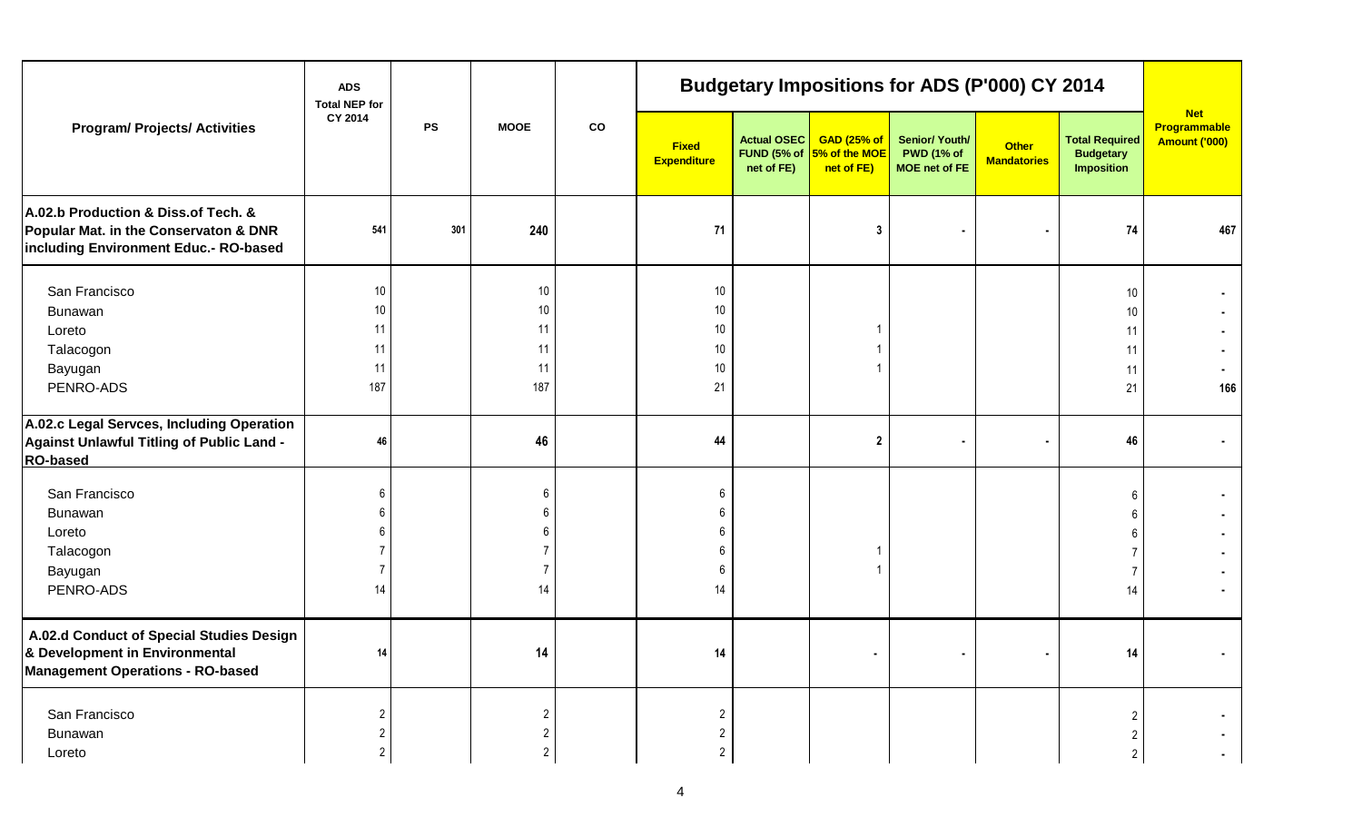| Program/ Projects/ Activities | ADS Total NEP for CY 2014 | PS | MOOE | CO | Budgetary Impositions for ADS (P'000) CY 2014 | | | | | | Net Programmable Amount ('000) |
|---|---|---|---|---|---|---|---|---|---|---|---|
| | | | | | Fixed Expenditure | Actual OSEC FUND (5% of net of FE) | GAD (25% of 5% of the MOE net of FE) | Senior/ Youth/ PWD (1% of MOE net of FE | Other Mandatories | Total Required Budgetary Imposition | |
| **A.02.b Production & Diss.of Tech. & Popular Mat. in the Conservaton & DNR including Environment Educ.- RO-based** | 541 | 301 | 240 | | 71 | | 3 | - | - | 74 | 467 |
| San Francisco | 10 | | 10 | | 10 | | | | | 10 | - |
| Bunawan | 10 | | 10 | | 10 | | | | | 10 | - |
| Loreto | 11 | | 11 | | 10 | | 1 | | | 11 | - |
| Talacogon | 11 | | 11 | | 10 | | 1 | | | 11 | - |
| Bayugan | 11 | | 11 | | 10 | | 1 | | | 11 | - |
| PENRO-ADS | 187 | | 187 | | 21 | | | | | 21 | 166 |
| **A.02.c Legal Servces, Including Operation Against Unlawful Titling of Public Land - RO-based** | 46 | | 46 | | 44 | | 2 | - | - | 46 | - |
| San Francisco | 6 | | 6 | | 6 | | | | | 6 | - |
| Bunawan | 6 | | 6 | | 6 | | | | | 6 | - |
| Loreto | 6 | | 6 | | 6 | | | | | 6 | - |
| Talacogon | 7 | | 7 | | 6 | | 1 | | | 7 | - |
| Bayugan | 7 | | 7 | | 6 | | 1 | | | 7 | - |
| PENRO-ADS | 14 | | 14 | | 14 | | | | | 14 | - |
| **A.02.d Conduct of Special Studies Design & Development in Environmental Management Operations - RO-based** | 14 | | 14 | | 14 | | - | - | - | 14 | - |
| San Francisco | 2 | | 2 | | 2 | | | | | 2 | - |
| Bunawan | 2 | | 2 | | 2 | | | | | 2 | - |
| Loreto | 2 | | 2 | | 2 | | | | | 2 | - |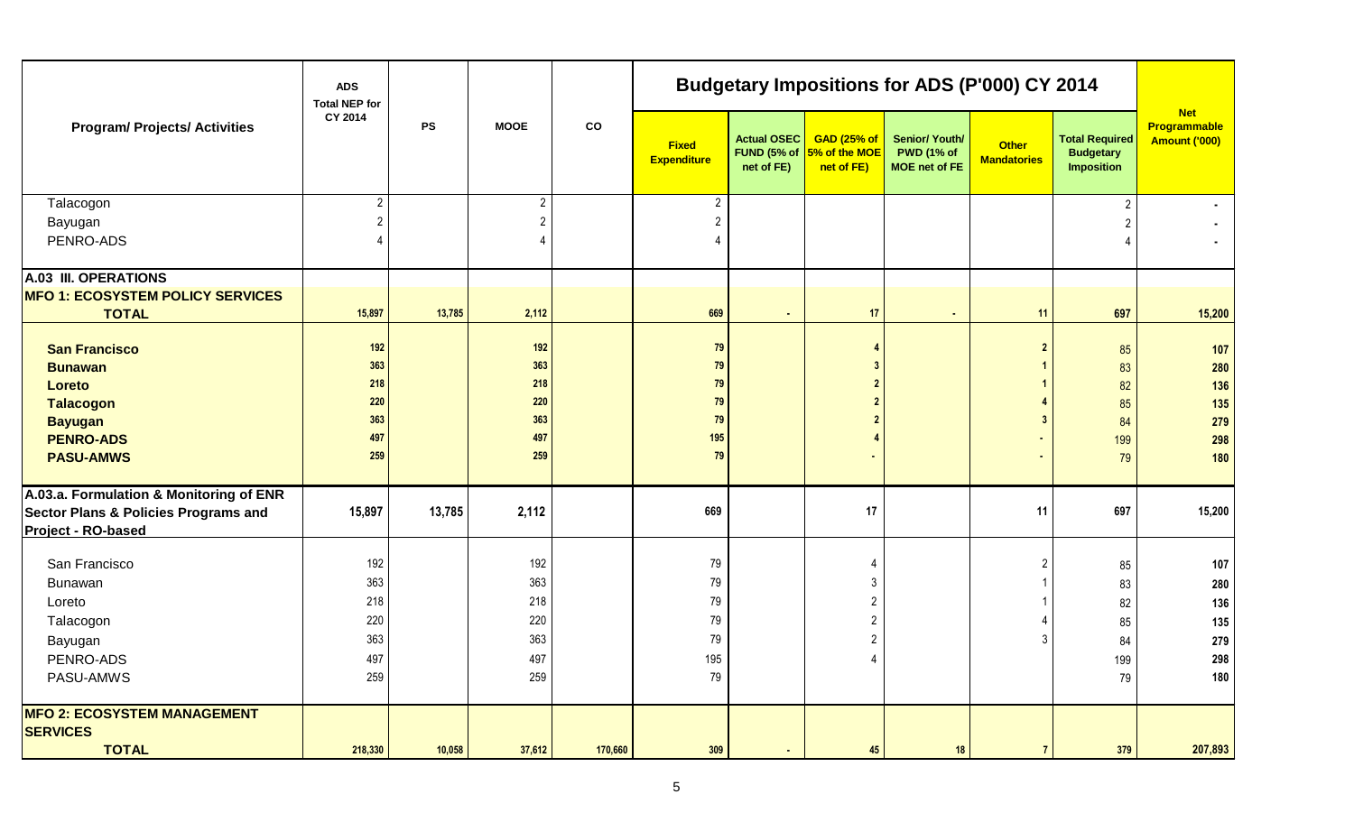| Program/ Projects/ Activities | ADS Total NEP for CY 2014 | PS | MOOE | CO | Budgetary Impositions for ADS (P'000) CY 2014 | | | | | | Net Programmable Amount ('000) |
|---|---|---|---|---|---|---|---|---|---|---|---|
| | | | | | Fixed Expenditure | Actual OSEC FUND (5% of net of FE) | GAD (25% of 5% of the MOE net of FE) | Senior/ Youth/ PWD (1% of MOE net of FE | Other Mandatories | Total Required Budgetary Imposition | |
| Talacogon | 2 | | 2 | | 2 | | | | | 2 | - |
| Bayugan | 2 | | 2 | | 2 | | | | | 2 | - |
| PENRO-ADS | 4 | | 4 | | 4 | | | | | 4 | - |
| **A.03 III. OPERATIONS** | | | | | | | | | | | |
| **MFO 1: ECOSYSTEM POLICY SERVICES TOTAL** | **15,897** | **13,785** | **2,112** | | **669** | **-** | **17** | **-** | **11** | **697** | **15,200** |
| **San Francisco** | **192** | | **192** | | **79** | | **4** | | **2** | 85 | **107** |
| **Bunawan** | **363** | | **363** | | **79** | | **3** | | **1** | 83 | **280** |
| **Loreto** | **218** | | **218** | | **79** | | **2** | | **1** | 82 | **136** |
| **Talacogon** | **220** | | **220** | | **79** | | **2** | | **4** | 85 | **135** |
| **Bayugan** | **363** | | **363** | | **79** | | **2** | | **3** | 84 | **279** |
| **PENRO-ADS** | **497** | | **497** | | **195** | | **4** | | **-** | 199 | **298** |
| **PASU-AMWS** | **259** | | **259** | | **79** | | **-** | | **-** | 79 | **180** |
| **A.03.a. Formulation & Monitoring of ENR Sector Plans & Policies Programs and Project - RO-based** | **15,897** | **13,785** | **2,112** | | **669** | | **17** | | **11** | **697** | **15,200** |
| San Francisco | 192 | | 192 | | 79 | | 4 | | 2 | 85 | **107** |
| Bunawan | 363 | | 363 | | 79 | | 3 | | 1 | 83 | **280** |
| Loreto | 218 | | 218 | | 79 | | 2 | | 1 | 82 | **136** |
| Talacogon | 220 | | 220 | | 79 | | 2 | | 4 | 85 | **135** |
| Bayugan | 363 | | 363 | | 79 | | 2 | | 3 | 84 | **279** |
| PENRO-ADS | 497 | | 497 | | 195 | | 4 | | | 199 | **298** |
| PASU-AMWS | 259 | | 259 | | 79 | | | | | 79 | **180** |
| **MFO 2: ECOSYSTEM MANAGEMENT SERVICES TOTAL** | **218,330** | **10,058** | **37,612** | **170,660** | **309** | **-** | **45** | **18** | **7** | **379** | **207,893** |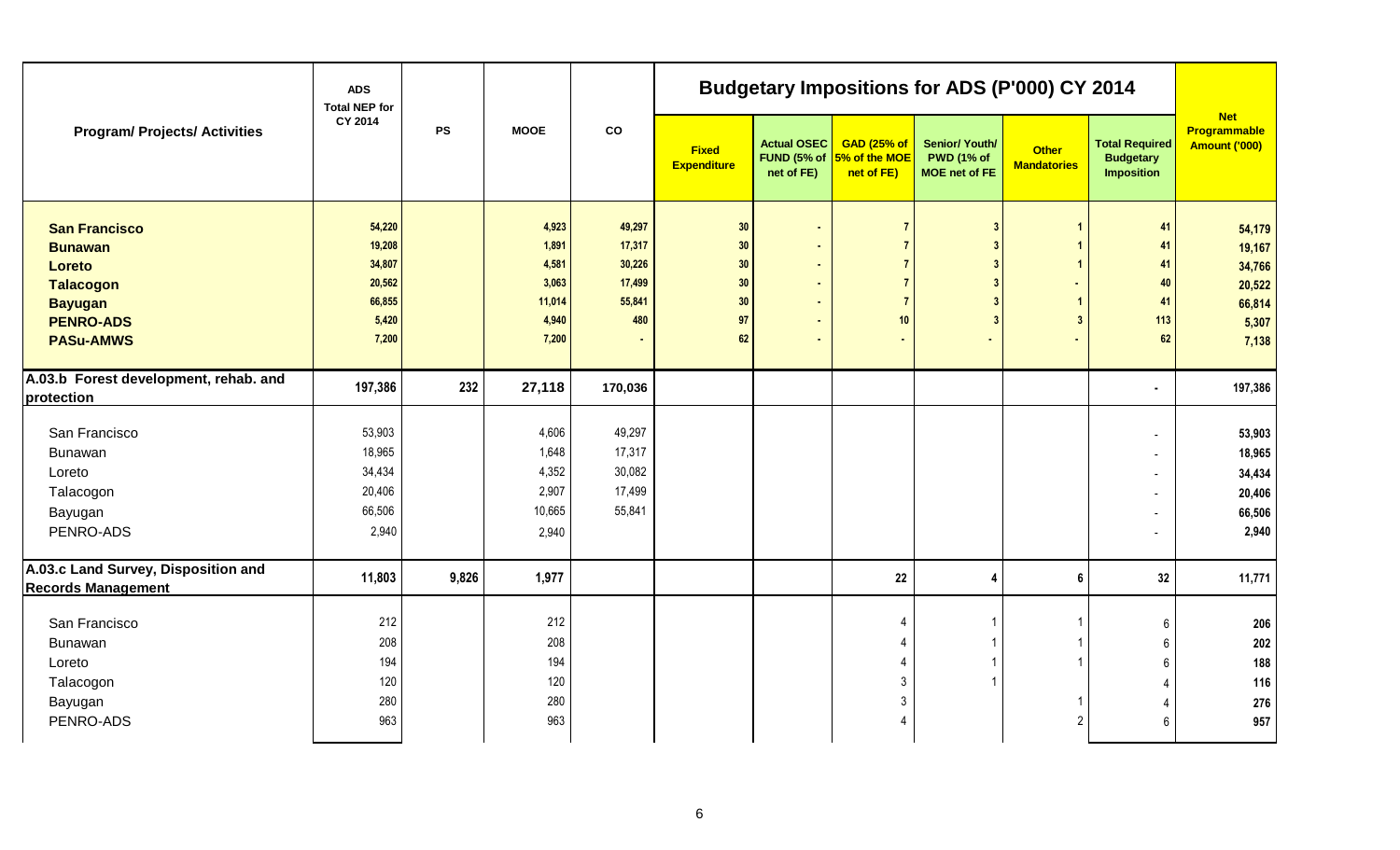| Program/ Projects/ Activities | ADS Total NEP for CY 2014 | PS | MOOE | CO | Budgetary Impositions for ADS (P'000) CY 2014 | | | | | | Net Programmable Amount ('000) |
|---|---|---|---|---|---|---|---|---|---|---|---|
| | | | | | Fixed Expenditure | Actual OSEC FUND (5% of net of FE) | GAD (25% of 5% of the MOE net of FE) | Senior/ Youth/ PWD (1% of MOE net of FE | Other Mandatories | Total Required Budgetary Imposition | |
| **San Francisco** | 54,220 | | 4,923 | 49,297 | 30 | - | 7 | 3 | 1 | 41 | 54,179 |
| **Bunawan** | 19,208 | | 1,891 | 17,317 | 30 | - | 7 | 3 | 1 | 41 | 19,167 |
| **Loreto** | 34,807 | | 4,581 | 30,226 | 30 | - | 7 | 3 | 1 | 41 | 34,766 |
| **Talacogon** | 20,562 | | 3,063 | 17,499 | 30 | - | 7 | 3 | - | 40 | 20,522 |
| **Bayugan** | 66,855 | | 11,014 | 55,841 | 30 | - | 7 | 3 | 1 | 41 | 66,814 |
| **PENRO-ADS** | 5,420 | | 4,940 | 480 | 97 | - | 10 | 3 | 3 | 113 | 5,307 |
| **PASu-AMWS** | 7,200 | | 7,200 | - | 62 | - | - | - | - | 62 | 7,138 |
| **A.03.b Forest development, rehab. and protection** | 197,386 | 232 | 27,118 | 170,036 | | | | | | - | 197,386 |
| San Francisco | 53,903 | | 4,606 | 49,297 | | | | | | - | 53,903 |
| Bunawan | 18,965 | | 1,648 | 17,317 | | | | | | - | 18,965 |
| Loreto | 34,434 | | 4,352 | 30,082 | | | | | | - | 34,434 |
| Talacogon | 20,406 | | 2,907 | 17,499 | | | | | | - | 20,406 |
| Bayugan | 66,506 | | 10,665 | 55,841 | | | | | | - | 66,506 |
| PENRO-ADS | 2,940 | | 2,940 | | | | | | | - | 2,940 |
| **A.03.c Land Survey, Disposition and Records Management** | 11,803 | 9,826 | 1,977 | | | | 22 | 4 | 6 | 32 | 11,771 |
| San Francisco | 212 | | 212 | | | | 4 | 1 | 1 | 6 | 206 |
| Bunawan | 208 | | 208 | | | | 4 | 1 | 1 | 6 | 202 |
| Loreto | 194 | | 194 | | | | 4 | 1 | 1 | 6 | 188 |
| Talacogon | 120 | | 120 | | | | 3 | 1 | | 4 | 116 |
| Bayugan | 280 | | 280 | | | | 3 | | 1 | 4 | 276 |
| PENRO-ADS | 963 | | 963 | | | | 4 | | 2 | 6 | 957 |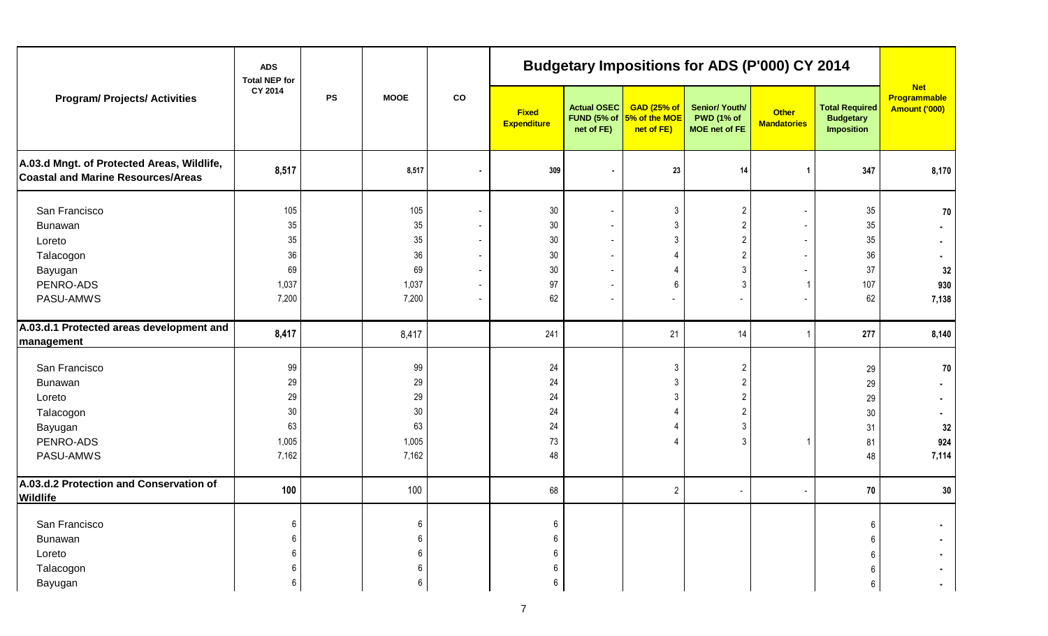| Program/ Projects/ Activities | ADS Total NEP for CY 2014 | PS | MOOE | CO | Budgetary Impositions for ADS (P'000) CY 2014 | | | | | | Net Programmable Amount ('000) |
|---|---|---|---|---|---|---|---|---|---|---|---|
| | | | | | Fixed Expenditure | Actual OSEC FUND (5% of net of FE) | GAD (25% of 5% of the MOE net of FE) | Senior/ Youth/ PWD (1% of MOE net of FE | Other Mandatories | Total Required Budgetary Imposition | |
| **A.03.d Mngt. of Protected Areas, Wildlife, Coastal and Marine Resources/Areas** | **8,517** | | **8,517** | **-** | **309** | **-** | **23** | **14** | **1** | **347** | **8,170** |
| San Francisco | 105 | | 105 | - | 30 | - | 3 | 2 | - | 35 | 70 |
| Bunawan | 35 | | 35 | - | 30 | - | 3 | 2 | - | 35 | - |
| Loreto | 35 | | 35 | - | 30 | - | 3 | 2 | - | 35 | - |
| Talacogon | 36 | | 36 | - | 30 | - | 4 | 2 | - | 36 | - |
| Bayugan | 69 | | 69 | - | 30 | - | 4 | 3 | - | 37 | 32 |
| PENRO-ADS | 1,037 | | 1,037 | - | 97 | - | 6 | 3 | 1 | 107 | 930 |
| PASU-AMWS | 7,200 | | 7,200 | - | 62 | - | - | - | - | 62 | 7,138 |
| **A.03.d.1 Protected areas development and management** | **8,417** | | 8,417 | | 241 | | 21 | 14 | 1 | **277** | **8,140** |
| San Francisco | 99 | | 99 | | 24 | | 3 | 2 | | 29 | 70 |
| Bunawan | 29 | | 29 | | 24 | | 3 | 2 | | 29 | - |
| Loreto | 29 | | 29 | | 24 | | 3 | 2 | | 29 | - |
| Talacogon | 30 | | 30 | | 24 | | 4 | 2 | | 30 | - |
| Bayugan | 63 | | 63 | | 24 | | 4 | 3 | | 31 | 32 |
| PENRO-ADS | 1,005 | | 1,005 | | 73 | | 4 | 3 | 1 | 81 | 924 |
| PASU-AMWS | 7,162 | | 7,162 | | 48 | | | | | 48 | 7,114 |
| **A.03.d.2 Protection and Conservation of Wildlife** | **100** | | 100 | | 68 | | 2 | - | - | **70** | **30** |
| San Francisco | 6 | | 6 | | 6 | | | | | 6 | - |
| Bunawan | 6 | | 6 | | 6 | | | | | 6 | - |
| Loreto | 6 | | 6 | | 6 | | | | | 6 | - |
| Talacogon | 6 | | 6 | | 6 | | | | | 6 | - |
| Bayugan | 6 | | 6 | | 6 | | | | | 6 | - |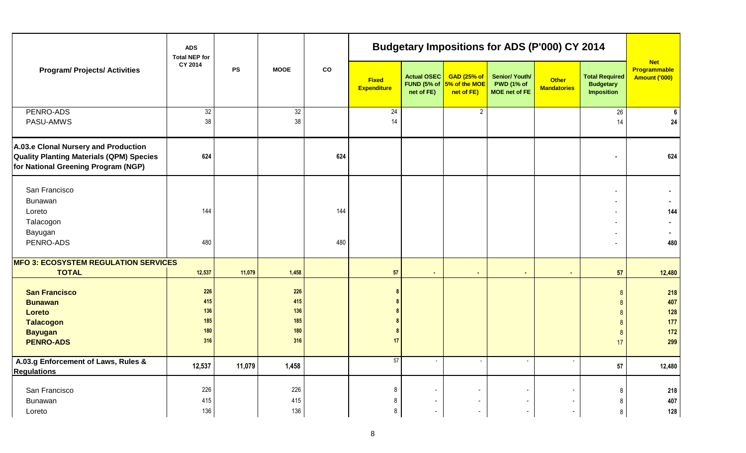| Program/ Projects/ Activities | ADS Total NEP for CY 2014 | PS | MOOE | CO | Budgetary Impositions for ADS (P'000) CY 2014 | | | | | | Net Programmable Amount ('000) |
|---|---|---|---|---|---|---|---|---|---|---|---|
| | | | | | Fixed Expenditure | Actual OSEC FUND (5% of net of FE) | GAD (25% of 5% of the MOE net of FE) | Senior/ Youth/ PWD (1% of MOE net of FE | Other Mandatories | Total Required Budgetary Imposition | |
| PENRO-ADS | 32 | | 32 | | 24 | | 2 | | | 26 | 6 |
| PASU-AMWS | 38 | | 38 | | 14 | | | | | 14 | 24 |
| **A.03.e Clonal Nursery and Production Quality Planting Materials (QPM) Species for National Greening Program (NGP)** | 624 | | | 624 | | | | | | - | 624 |
| San Francisco | | | | | | | | | | - | - |
| Bunawan | | | | | | | | | | - | - |
| Loreto | 144 | | | 144 | | | | | | - | 144 |
| Talacogon | | | | | | | | | | - | - |
| Bayugan | | | | | | | | | | - | - |
| PENRO-ADS | 480 | | | 480 | | | | | | - | 480 |
| **MFO 3: ECOSYSTEM REGULATION SERVICES** | | | | | | | | | | | |
| **TOTAL** | 12,537 | 11,079 | 1,458 | | 57 | - | - | - | - | 57 | 12,480 |
| **San Francisco** | 226 | | 226 | | 8 | | | | | 8 | 218 |
| **Bunawan** | 415 | | 415 | | 8 | | | | | 8 | 407 |
| **Loreto** | 136 | | 136 | | 8 | | | | | 8 | 128 |
| **Talacogon** | 185 | | 185 | | 8 | | | | | 8 | 177 |
| **Bayugan** | 180 | | 180 | | 8 | | | | | 8 | 172 |
| **PENRO-ADS** | 316 | | 316 | | 17 | | | | | 17 | 299 |
| **A.03.g Enforcement of Laws, Rules & Regulations** | 12,537 | 11,079 | 1,458 | | 57 | - | - | - | - | 57 | 12,480 |
| San Francisco | 226 | | 226 | | 8 | - | - | - | - | 8 | 218 |
| Bunawan | 415 | | 415 | | 8 | - | - | - | - | 8 | 407 |
| Loreto | 136 | | 136 | | 8 | - | - | - | - | 8 | 128 |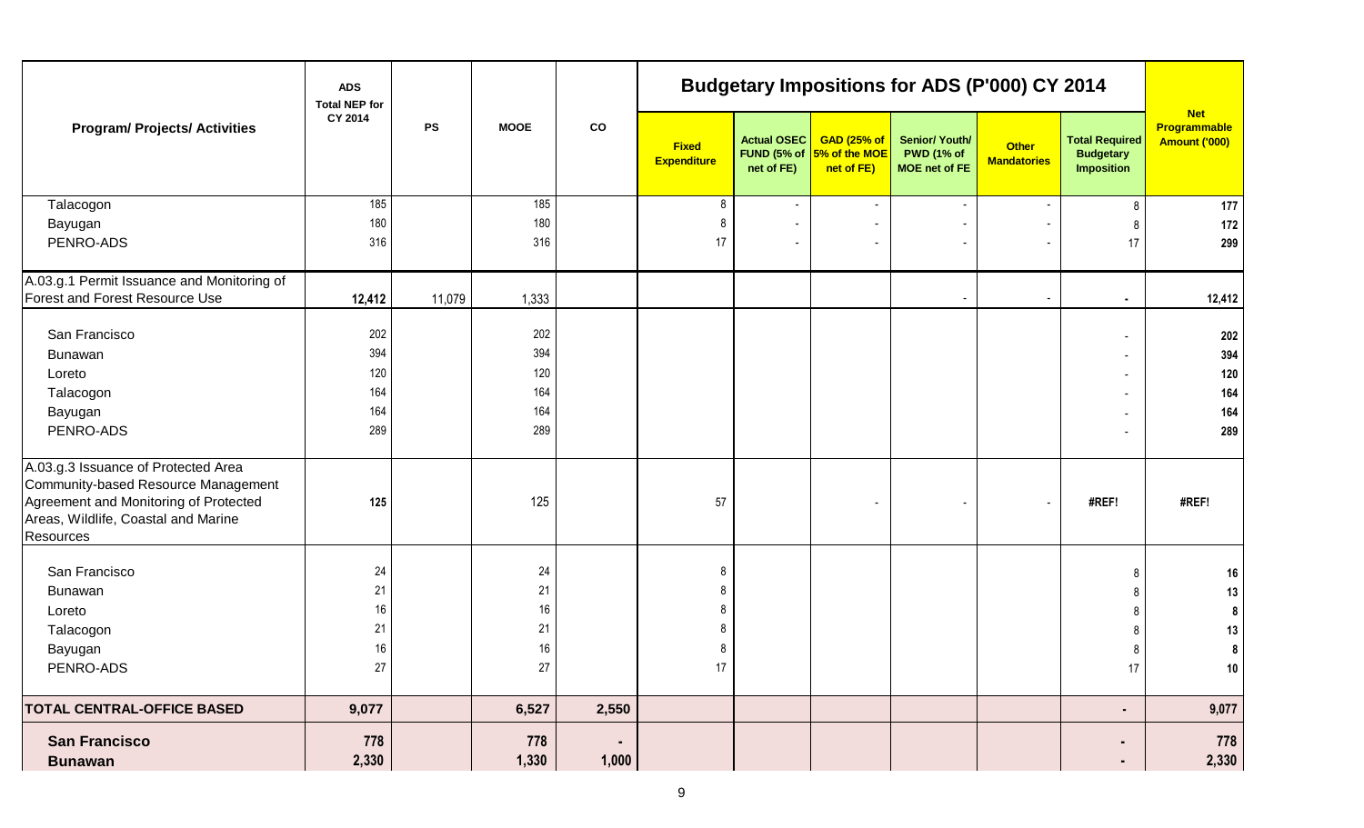| Program/ Projects/ Activities | ADS Total NEP for CY 2014 | PS | MOOE | CO | Budgetary Impositions for ADS (P'000) CY 2014 | | | | | | Net Programmable Amount ('000) |
|---|---|---|---|---|---|---|---|---|---|---|---|
| | | | | | Fixed Expenditure | Actual OSEC FUND (5% of net of FE) | GAD (25% of 5% of the MOE net of FE) | Senior/ Youth/ PWD (1% of MOE net of FE | Other Mandatories | Total Required Budgetary Imposition | |
| Talacogon | 185 | | 185 | | 8 | - | - | - | - | 8 | 177 |
| Bayugan | 180 | | 180 | | 8 | - | - | - | - | 8 | 172 |
| PENRO-ADS | 316 | | 316 | | 17 | - | - | - | - | 17 | 299 |
| A.03.g.1 Permit Issuance and Monitoring of Forest and Forest Resource Use | 12,412 | 11,079 | 1,333 | | | | | - | - | - | 12,412 |
| San Francisco | 202 | | 202 | | | | | | | - | 202 |
| Bunawan | 394 | | 394 | | | | | | | - | 394 |
| Loreto | 120 | | 120 | | | | | | | - | 120 |
| Talacogon | 164 | | 164 | | | | | | | - | 164 |
| Bayugan | 164 | | 164 | | | | | | | - | 164 |
| PENRO-ADS | 289 | | 289 | | | | | | | - | 289 |
| A.03.g.3 Issuance of Protected Area Community-based Resource Management Agreement and Monitoring of Protected Areas, Wildlife, Coastal and Marine Resources | 125 | | 125 | | 57 | | - | - | - | #REF! | #REF! |
| San Francisco | 24 | | 24 | | 8 | | | | | 8 | 16 |
| Bunawan | 21 | | 21 | | 8 | | | | | 8 | 13 |
| Loreto | 16 | | 16 | | 8 | | | | | 8 | 8 |
| Talacogon | 21 | | 21 | | 8 | | | | | 8 | 13 |
| Bayugan | 16 | | 16 | | 8 | | | | | 8 | 8 |
| PENRO-ADS | 27 | | 27 | | 17 | | | | | 17 | 10 |
| **TOTAL CENTRAL-OFFICE BASED** | **9,077** | | **6,527** | **2,550** | | | | | | **-** | **9,077** |
| **San Francisco** | **778** | | **778** | **-** | | | | | | **-** | **778** |
| **Bunawan** | **2,330** | | **1,330** | **1,000** | | | | | | **-** | **2,330** |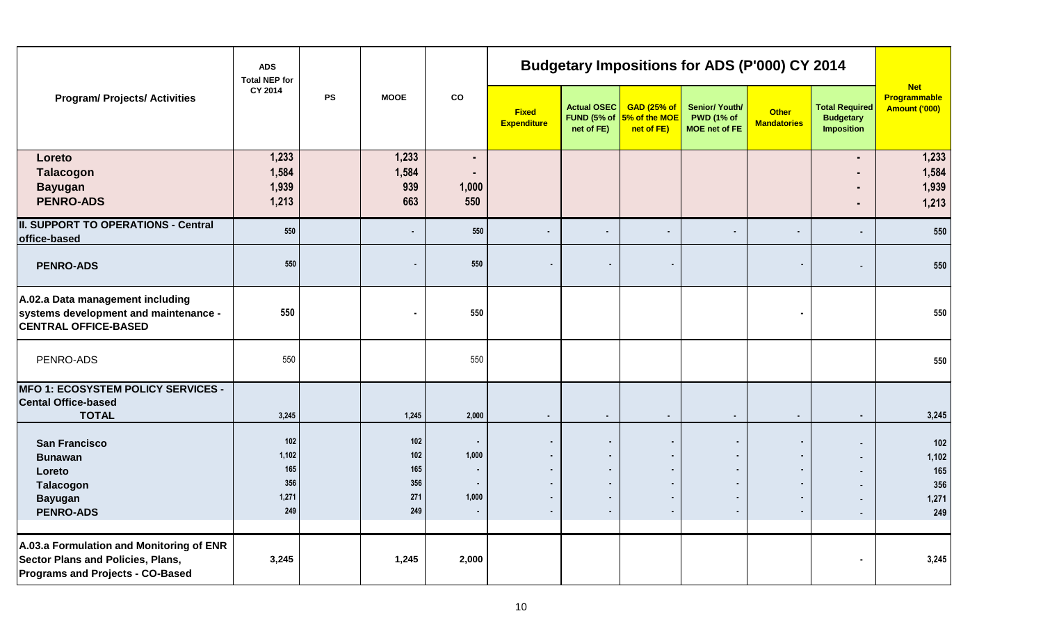| Program/ Projects/ Activities | ADS Total NEP for CY 2014 | PS | MOOE | CO | Budgetary Impositions for ADS (P'000) CY 2014 | | | | | | Net Programmable Amount ('000) |
|---|---|---|---|---|---|---|---|---|---|---|---|
| | | | | | Fixed Expenditure | Actual OSEC FUND (5% of net of FE) | GAD (25% of 5% of the MOE net of FE) | Senior/ Youth/ PWD (1% of MOE net of FE | Other Mandatories | Total Required Budgetary Imposition | |
| **Loreto** | 1,233 | | 1,233 | - | | | | | | - | 1,233 |
| **Talacogon** | 1,584 | | 1,584 | - | | | | | | - | 1,584 |
| **Bayugan** | 1,939 | | 939 | 1,000 | | | | | | - | 1,939 |
| **PENRO-ADS** | 1,213 | | 663 | 550 | | | | | | - | 1,213 |
| **II. SUPPORT TO OPERATIONS - Central office-based** | 550 | | - | 550 | - | - | - | - | - | - | 550 |
| **PENRO-ADS** | 550 | | - | 550 | - | - | - | | - | - | 550 |
| **A.02.a Data management including systems development and maintenance - CENTRAL OFFICE-BASED** | 550 | | - | 550 | | | | | - | | 550 |
| PENRO-ADS | 550 | | | 550 | | | | | | | 550 |
| **MFO 1: ECOSYSTEM POLICY SERVICES - Cental Office-based TOTAL** | 3,245 | | 1,245 | 2,000 | - | - | - | - | - | - | 3,245 |
| **San Francisco** | 102 | | 102 | - | - | - | - | - | - | - | 102 |
| **Bunawan** | 1,102 | | 102 | 1,000 | - | - | - | - | - | - | 1,102 |
| **Loreto** | 165 | | 165 | - | - | - | - | - | - | - | 165 |
| **Talacogon** | 356 | | 356 | - | - | - | - | - | - | - | 356 |
| **Bayugan** | 1,271 | | 271 | 1,000 | - | - | - | - | - | - | 1,271 |
| **PENRO-ADS** | 249 | | 249 | - | - | - | - | - | - | - | 249 |
| **A.03.a Formulation and Monitoring of ENR Sector Plans and Policies, Plans, Programs and Projects - CO-Based** | 3,245 | | 1,245 | 2,000 | | | | | | - | 3,245 |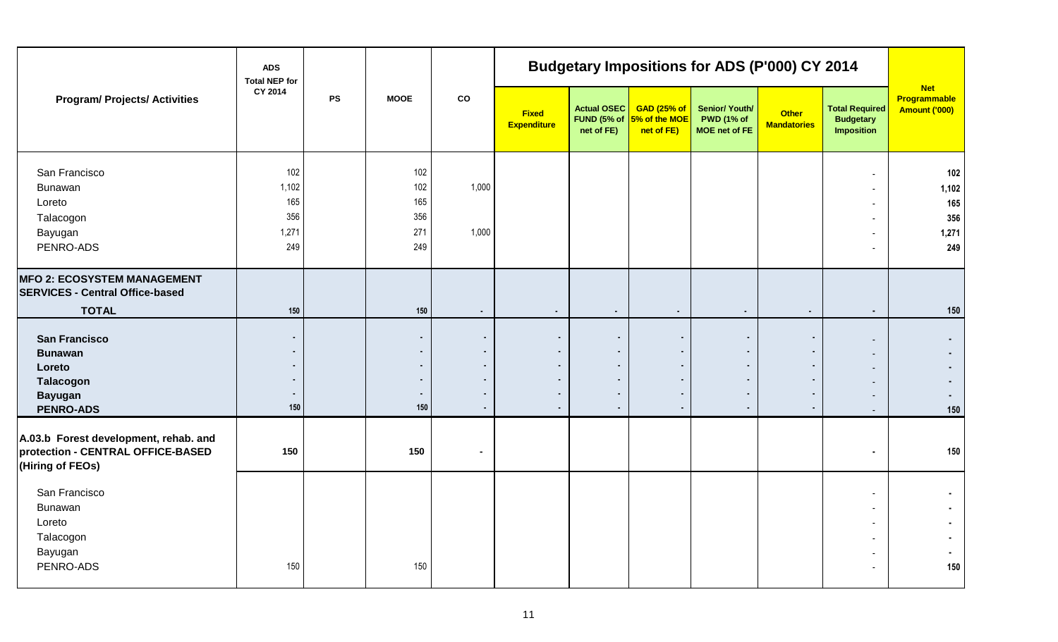| Program/ Projects/ Activities | ADS Total NEP for CY 2014 | PS | MOOE | CO | Budgetary Impositions for ADS (P'000) CY 2014 | | | | | | Net Programmable Amount ('000) |
|---|---|---|---|---|---|---|---|---|---|---|---|
| | | | | | Fixed Expenditure | Actual OSEC FUND (5% of net of FE) | GAD (25% of 5% of the MOE net of FE) | Senior/ Youth/ PWD (1% of MOE net of FE | Other Mandatories | Total Required Budgetary Imposition | |
| San Francisco | 102 | | 102 | | | | | | | - | 102 |
| Bunawan | 1,102 | | 102 | 1,000 | | | | | | - | 1,102 |
| Loreto | 165 | | 165 | | | | | | | - | 165 |
| Talacogon | 356 | | 356 | | | | | | | - | 356 |
| Bayugan | 1,271 | | 271 | 1,000 | | | | | | - | 1,271 |
| PENRO-ADS | 249 | | 249 | | | | | | | - | 249 |
| **MFO 2: ECOSYSTEM MANAGEMENT SERVICES - Central Office-based** | | | | | | | | | | | |
| **TOTAL** | 150 | | 150 | - | - | - | - | - | - | - | 150 |
| **San Francisco** | - | | - | - | - | - | - | - | - | - | - |
| **Bunawan** | - | | - | - | - | - | - | - | - | - | - |
| **Loreto** | - | | - | - | - | - | - | - | - | - | - |
| **Talacogon** | - | | - | - | - | - | - | - | - | - | - |
| **Bayugan** | - | | - | - | - | - | - | - | - | - | - |
| **PENRO-ADS** | 150 | | 150 | - | - | - | - | - | - | - | 150 |
| **A.03.b Forest development, rehab. and protection - CENTRAL OFFICE-BASED (Hiring of FEOs)** | **150** | | **150** | - | | | | | | - | 150 |
| San Francisco | | | | | | | | | | - | - |
| Bunawan | | | | | | | | | | - | - |
| Loreto | | | | | | | | | | - | - |
| Talacogon | | | | | | | | | | - | - |
| Bayugan | | | | | | | | | | - | - |
| PENRO-ADS | 150 | | 150 | | | | | | | - | 150 |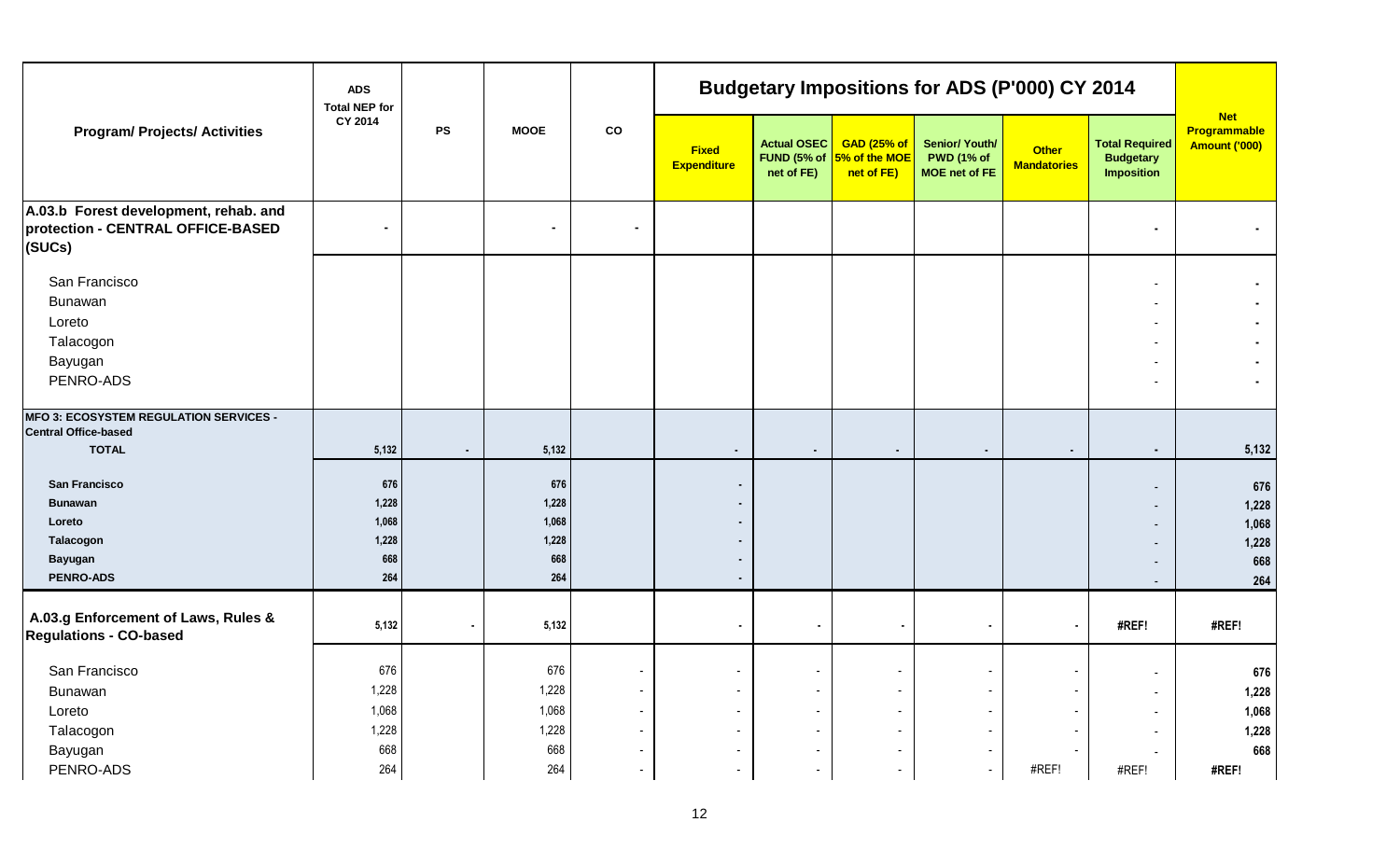| Program/ Projects/ Activities | ADS Total NEP for CY 2014 | PS | MOOE | CO | Budgetary Impositions for ADS (P'000) CY 2014 | | | | | | Net Programmable Amount ('000) |
|---|---|---|---|---|---|---|---|---|---|---|---|
| | | | | | Fixed Expenditure | Actual OSEC FUND (5% of net of FE) | GAD (25% of 5% of the MOE net of FE) | Senior/ Youth/ PWD (1% of MOE net of FE | Other Mandatories | Total Required Budgetary Imposition | |
| **A.03.b Forest development, rehab. and protection - CENTRAL OFFICE-BASED (SUCs)** | - | | - | - | | | | | | - | - |
| San Francisco | | | | | | | | | | - | - |
| Bunawan | | | | | | | | | | - | - |
| Loreto | | | | | | | | | | - | - |
| Talacogon | | | | | | | | | | - | - |
| Bayugan | | | | | | | | | | - | - |
| PENRO-ADS | | | | | | | | | | - | - |
| **MFO 3: ECOSYSTEM REGULATION SERVICES - Central Office-based** | | | | | | | | | | | |
| **TOTAL** | 5,132 | - | 5,132 | | - | - | - | - | - | - | 5,132 |
| **San Francisco** | 676 | | 676 | | - | | | | | - | 676 |
| **Bunawan** | 1,228 | | 1,228 | | - | | | | | - | 1,228 |
| **Loreto** | 1,068 | | 1,068 | | - | | | | | - | 1,068 |
| **Talacogon** | 1,228 | | 1,228 | | - | | | | | - | 1,228 |
| **Bayugan** | 668 | | 668 | | - | | | | | - | 668 |
| **PENRO-ADS** | 264 | | 264 | | - | | | | | - | 264 |
| **A.03.g Enforcement of Laws, Rules & Regulations - CO-based** | 5,132 | - | 5,132 | | - | - | - | - | - | #REF! | #REF! |
| San Francisco | 676 | | 676 | - | - | - | - | - | - | - | 676 |
| Bunawan | 1,228 | | 1,228 | - | - | - | - | - | - | - | 1,228 |
| Loreto | 1,068 | | 1,068 | - | - | - | - | - | - | - | 1,068 |
| Talacogon | 1,228 | | 1,228 | - | - | - | - | - | - | - | 1,228 |
| Bayugan | 668 | | 668 | - | - | - | - | - | - | - | 668 |
| PENRO-ADS | 264 | | 264 | - | - | - | - | - | #REF! | #REF! | #REF! |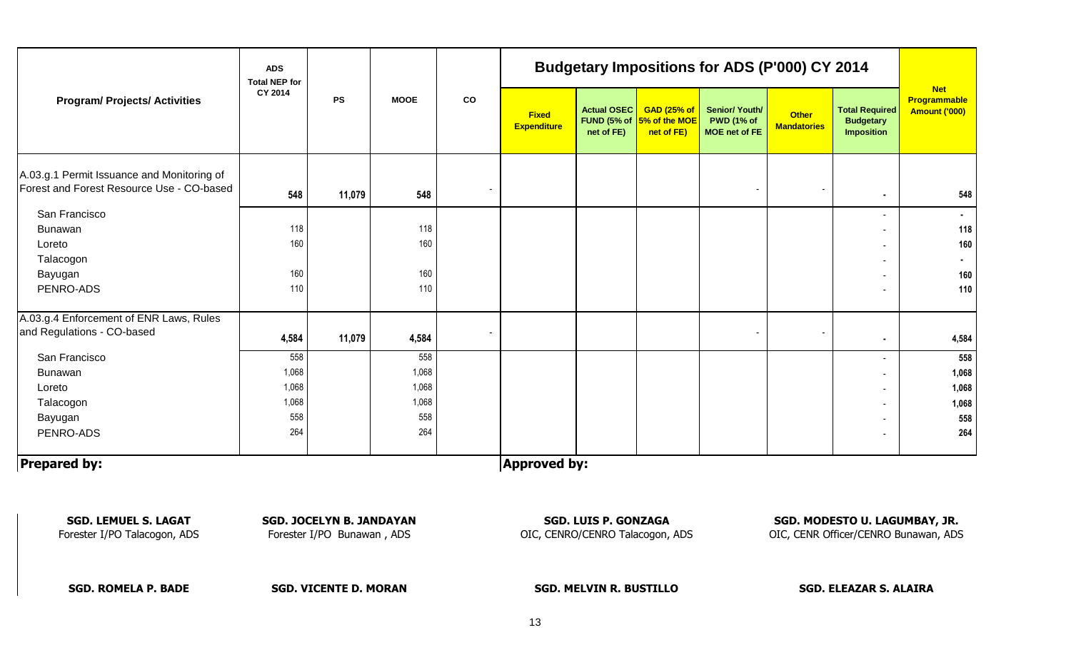| Program/ Projects/ Activities | ADS Total NEP for CY 2014 | PS | MOOE | CO | Budgetary Impositions for ADS (P'000) CY 2014 | | | | | | Net Programmable Amount ('000) |
|---|---|---|---|---|---|---|---|---|---|---|---|
| | | | | | Fixed Expenditure | Actual OSEC FUND (5% of net of FE) | GAD (25% of 5% of the MOE net of FE) | Senior/ Youth/ PWD (1% of MOE net of FE | Other Mandatories | Total Required Budgetary Imposition | |
| A.03.g.1 Permit Issuance and Monitoring of Forest and Forest Resource Use - CO-based | 548 | 11,079 | 548 | - | | | | - | - | - | 548 |
| San Francisco | | | | | | | | | | - | - |
| Bunawan | 118 | | 118 | | | | | | | - | 118 |
| Loreto | 160 | | 160 | | | | | | | - | 160 |
| Talacogon | | | | | | | | | | - | - |
| Bayugan | 160 | | 160 | | | | | | | - | 160 |
| PENRO-ADS | 110 | | 110 | | | | | | | - | 110 |
| A.03.g.4 Enforcement of ENR Laws, Rules and Regulations - CO-based | 4,584 | 11,079 | 4,584 | - | | | | - | - | - | 4,584 |
| San Francisco | 558 | | 558 | | | | | | | - | 558 |
| Bunawan | 1,068 | | 1,068 | | | | | | | - | 1,068 |
| Loreto | 1,068 | | 1,068 | | | | | | | - | 1,068 |
| Talacogon | 1,068 | | 1,068 | | | | | | | - | 1,068 |
| Bayugan | 558 | | 558 | | | | | | | - | 558 |
| PENRO-ADS | 264 | | 264 | | | | | | | - | 264 |

**Prepared by:**

**Approved by:**

**SGD. LEMUEL S. LAGAT**
Forester I/PO Talacogon, ADS

**SGD. JOCELYN B. JANDAYAN**
Forester I/PO Bunawan , ADS

**SGD. LUIS P. GONZAGA**
OIC, CENRO/CENRO Talacogon, ADS

**SGD. MODESTO U. LAGUMBAY, JR.**
OIC, CENR Officer/CENRO Bunawan, ADS

**SGD. ROMELA P. BADE**

**SGD. VICENTE D. MORAN**

**SGD. MELVIN R. BUSTILLO**

**SGD. ELEAZAR S. ALAIRA**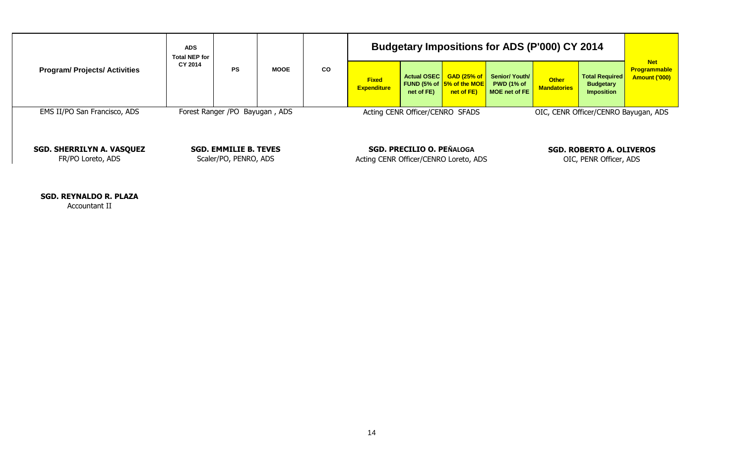| Program/ Projects/ Activities | ADS Total NEP for CY 2014 | PS | MOOE | CO | Budgetary Impositions for ADS (P'000) CY 2014 | | | | | | Net Programmable Amount ('000) |
|---|---|---|---|---|---|---|---|---|---|---|---|
| | | | | | Fixed Expenditure | Actual OSEC FUND (5% of net of FE) | GAD (25% of 5% of the MOE net of FE) | Senior/ Youth/ PWD (1% of MOE net of FE | Other Mandatories | Total Required Budgetary Imposition | |

EMS II/PO San Francisco, ADS

Forest Ranger /PO Bayugan , ADS

Acting CENR Officer/CENRO SFADS

OIC, CENR Officer/CENRO Bayugan, ADS

**SGD. SHERRILYN A. VASQUEZ**
FR/PO Loreto, ADS

**SGD. EMMILIE B. TEVES**
Scaler/PO, PENRO, ADS

**SGD. PRECILIO O. PEÑALOGA**
Acting CENR Officer/CENRO Loreto, ADS

**SGD. ROBERTO A. OLIVEROS**
OIC, PENR Officer, ADS

**SGD. REYNALDO R. PLAZA**
Accountant II